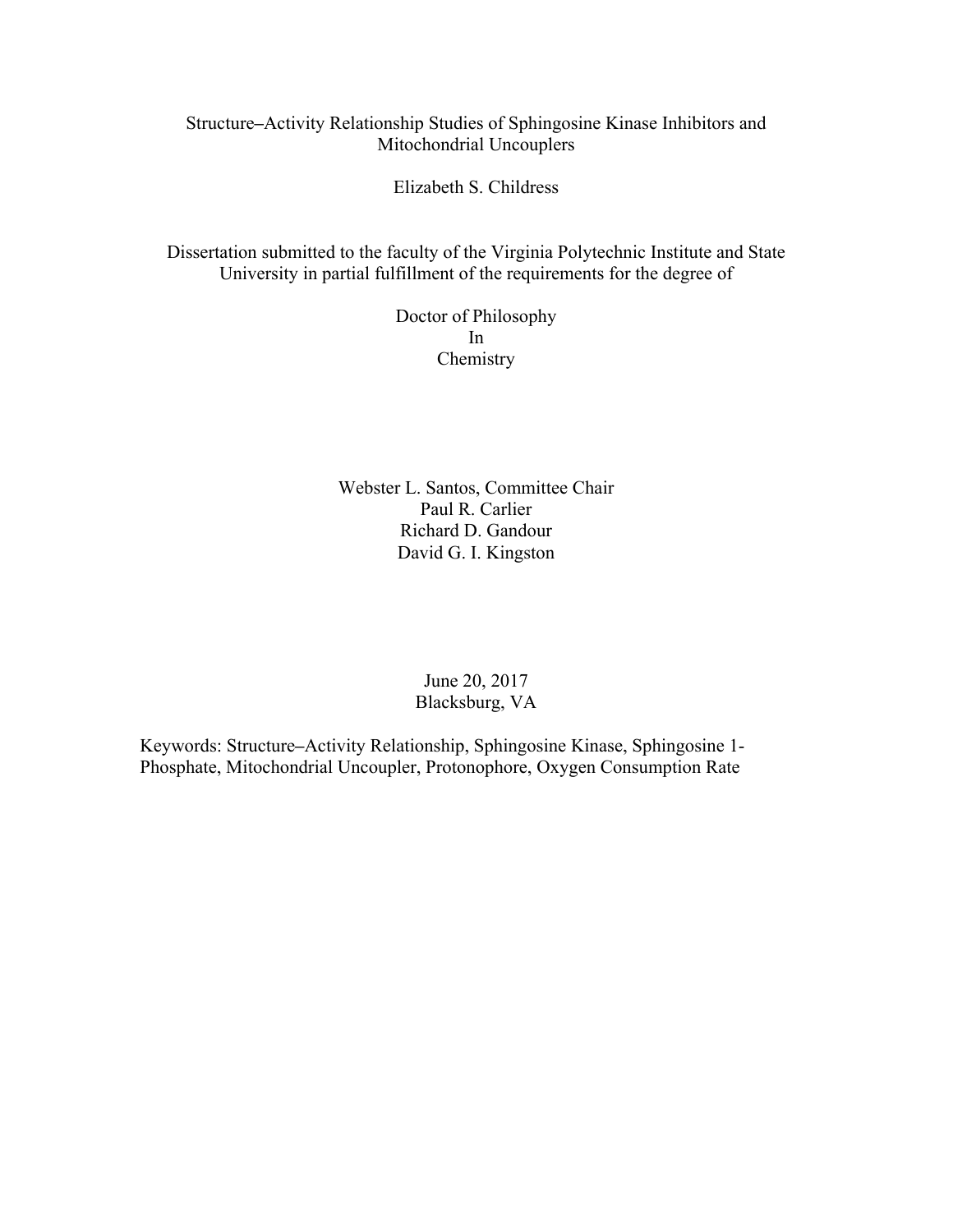# Structure–Activity Relationship Studies of Sphingosine Kinase Inhibitors and Mitochondrial Uncouplers

Elizabeth S. Childress

Dissertation submitted to the faculty of the Virginia Polytechnic Institute and State University in partial fulfillment of the requirements for the degree of

Doctor of Philosophy
In
Chemistry

Webster L. Santos, Committee Chair
Paul R. Carlier
Richard D. Gandour
David G. I. Kingston

June 20, 2017
Blacksburg, VA

Keywords: Structure–Activity Relationship, Sphingosine Kinase, Sphingosine 1-Phosphate, Mitochondrial Uncoupler, Protonophore, Oxygen Consumption Rate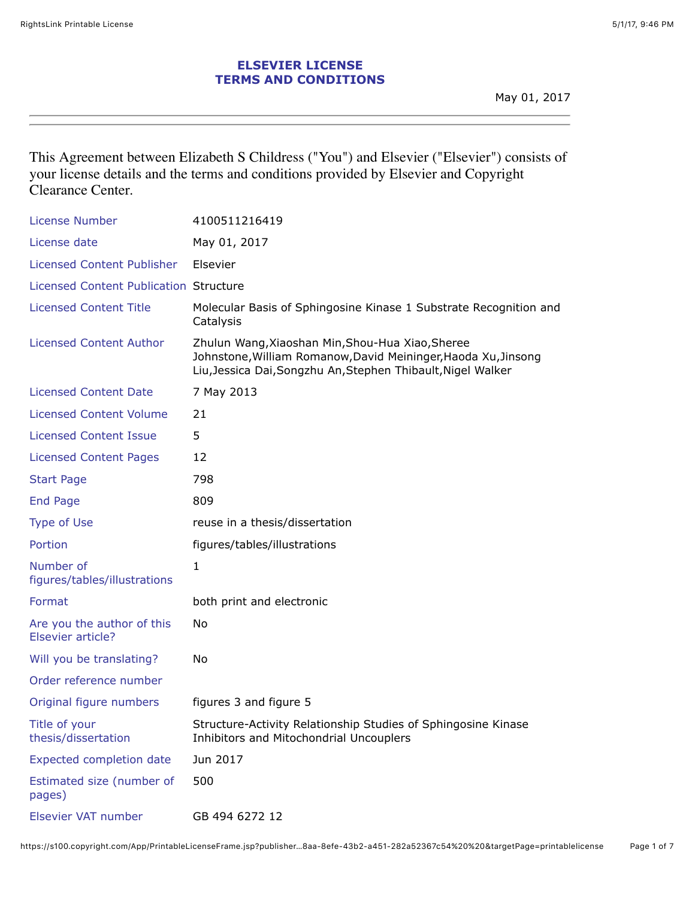# ELSEVIER LICENSE
# TERMS AND CONDITIONS

May 01, 2017

---

This Agreement between Elizabeth S Childress ("You") and Elsevier ("Elsevier") consists of your license details and the terms and conditions provided by Elsevier and Copyright Clearance Center.

| | |
|---|---|
| License Number | 4100511216419 |
| License date | May 01, 2017 |
| Licensed Content Publisher | Elsevier |
| Licensed Content Publication | Structure |
| Licensed Content Title | Molecular Basis of Sphingosine Kinase 1 Substrate Recognition and Catalysis |
| Licensed Content Author | Zhulun Wang,Xiaoshan Min,Shou-Hua Xiao,Sheree Johnstone,William Romanow,David Meininger,Haoda Xu,Jinsong Liu,Jessica Dai,Songzhu An,Stephen Thibault,Nigel Walker |
| Licensed Content Date | 7 May 2013 |
| Licensed Content Volume | 21 |
| Licensed Content Issue | 5 |
| Licensed Content Pages | 12 |
| Start Page | 798 |
| End Page | 809 |
| Type of Use | reuse in a thesis/dissertation |
| Portion | figures/tables/illustrations |
| Number of figures/tables/illustrations | 1 |
| Format | both print and electronic |
| Are you the author of this Elsevier article? | No |
| Will you be translating? | No |
| Order reference number | |
| Original figure numbers | figures 3 and figure 5 |
| Title of your thesis/dissertation | Structure-Activity Relationship Studies of Sphingosine Kinase Inhibitors and Mitochondrial Uncouplers |
| Expected completion date | Jun 2017 |
| Estimated size (number of pages) | 500 |
| Elsevier VAT number | GB 494 6272 12 |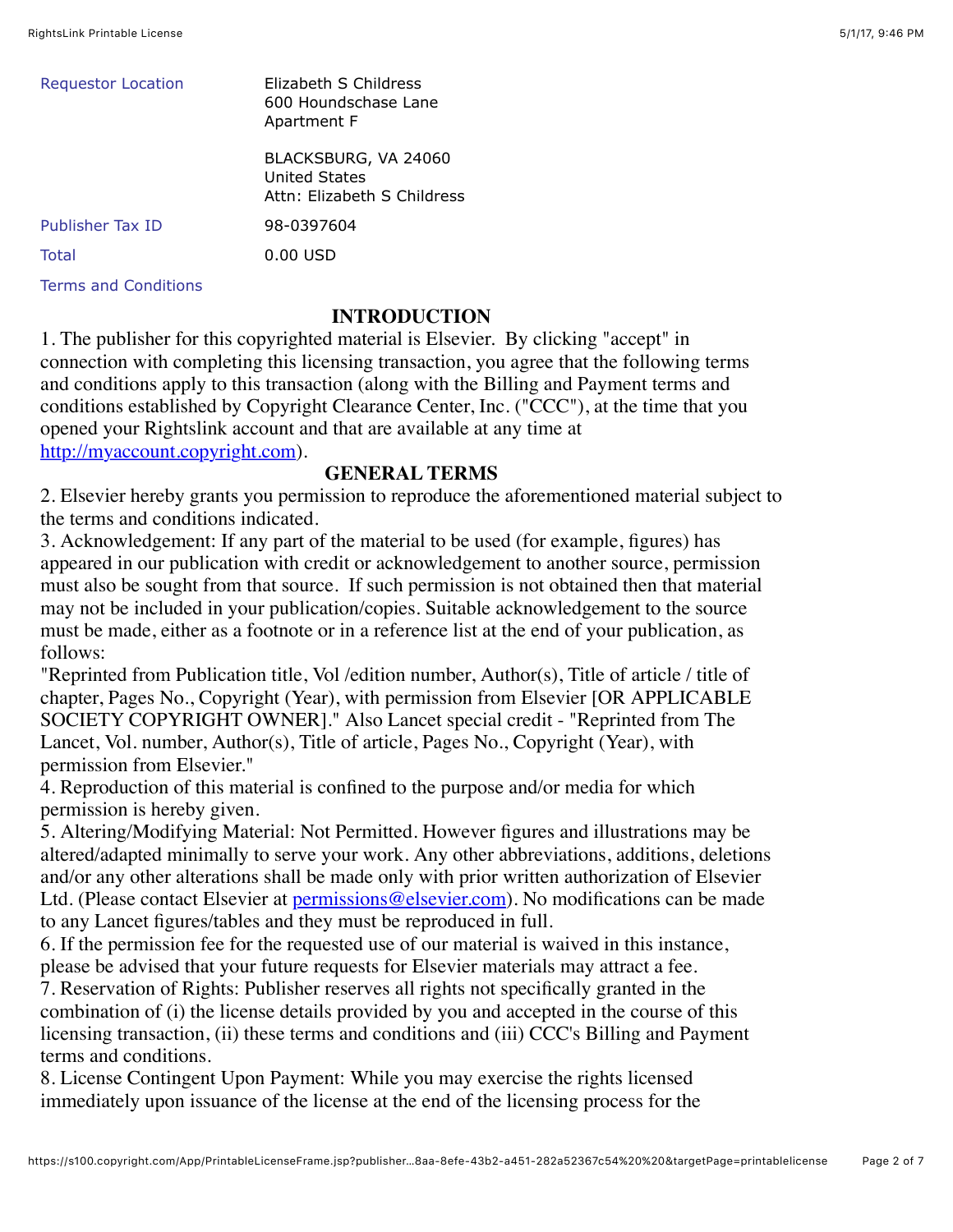| | |
|---|---|
| Requestor Location | Elizabeth S Childress<br>600 Houndschase Lane<br>Apartment F<br><br>BLACKSBURG, VA 24060<br>United States<br>Attn: Elizabeth S Childress |
| Publisher Tax ID | 98-0397604 |
| Total | 0.00 USD |

Terms and Conditions

## INTRODUCTION

1. The publisher for this copyrighted material is Elsevier. By clicking "accept" in connection with completing this licensing transaction, you agree that the following terms and conditions apply to this transaction (along with the Billing and Payment terms and conditions established by Copyright Clearance Center, Inc. ("CCC"), at the time that you opened your Rightslink account and that are available at any time at http://myaccount.copyright.com).

## GENERAL TERMS

2. Elsevier hereby grants you permission to reproduce the aforementioned material subject to the terms and conditions indicated.

3. Acknowledgement: If any part of the material to be used (for example, figures) has appeared in our publication with credit or acknowledgement to another source, permission must also be sought from that source. If such permission is not obtained then that material may not be included in your publication/copies. Suitable acknowledgement to the source must be made, either as a footnote or in a reference list at the end of your publication, as follows:

"Reprinted from Publication title, Vol /edition number, Author(s), Title of article / title of chapter, Pages No., Copyright (Year), with permission from Elsevier [OR APPLICABLE SOCIETY COPYRIGHT OWNER]." Also Lancet special credit - "Reprinted from The Lancet, Vol. number, Author(s), Title of article, Pages No., Copyright (Year), with permission from Elsevier."

4. Reproduction of this material is confined to the purpose and/or media for which permission is hereby given.

5. Altering/Modifying Material: Not Permitted. However figures and illustrations may be altered/adapted minimally to serve your work. Any other abbreviations, additions, deletions and/or any other alterations shall be made only with prior written authorization of Elsevier Ltd. (Please contact Elsevier at permissions@elsevier.com). No modifications can be made to any Lancet figures/tables and they must be reproduced in full.

6. If the permission fee for the requested use of our material is waived in this instance, please be advised that your future requests for Elsevier materials may attract a fee.

7. Reservation of Rights: Publisher reserves all rights not specifically granted in the combination of (i) the license details provided by you and accepted in the course of this licensing transaction, (ii) these terms and conditions and (iii) CCC's Billing and Payment terms and conditions.

8. License Contingent Upon Payment: While you may exercise the rights licensed immediately upon issuance of the license at the end of the licensing process for the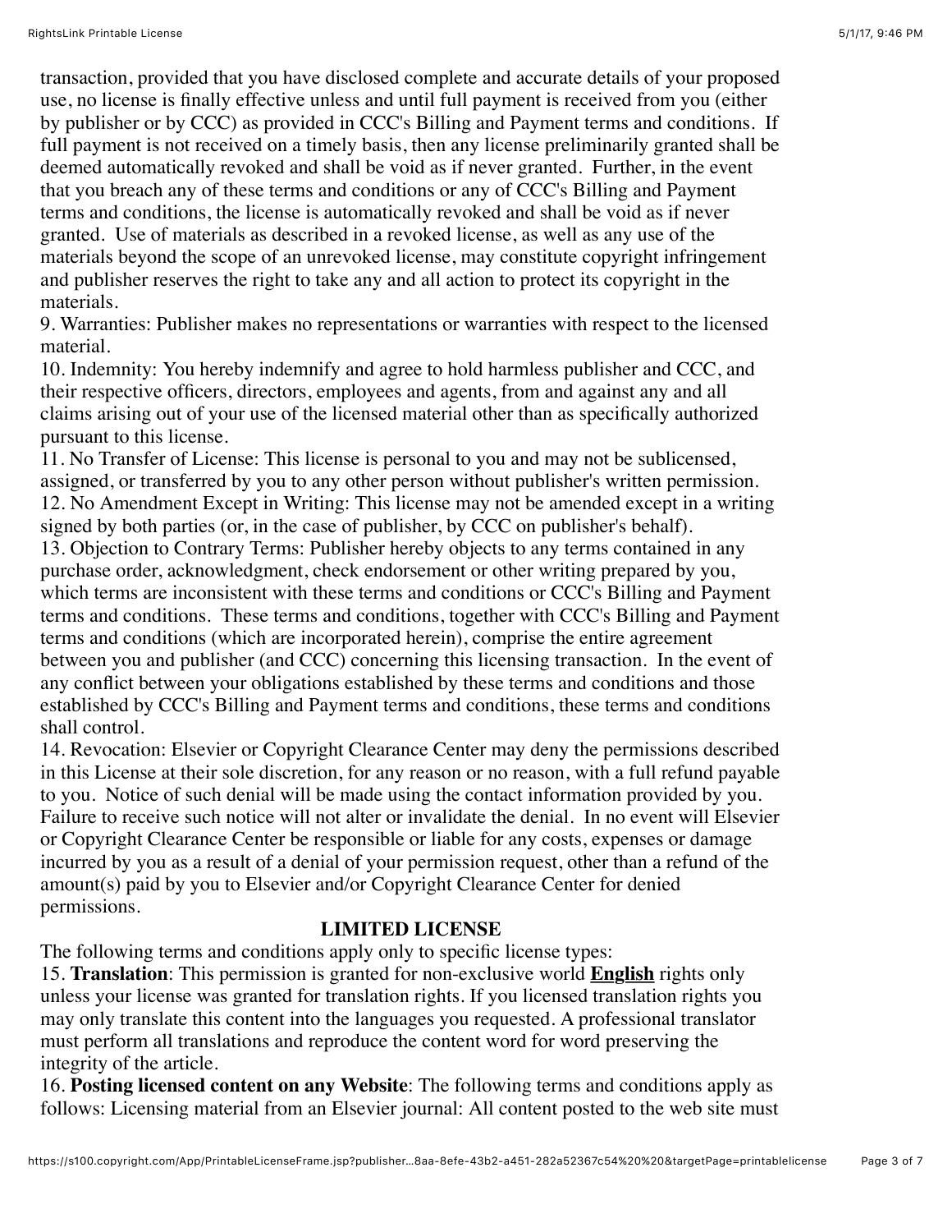transaction, provided that you have disclosed complete and accurate details of your proposed use, no license is finally effective unless and until full payment is received from you (either by publisher or by CCC) as provided in CCC's Billing and Payment terms and conditions. If full payment is not received on a timely basis, then any license preliminarily granted shall be deemed automatically revoked and shall be void as if never granted. Further, in the event that you breach any of these terms and conditions or any of CCC's Billing and Payment terms and conditions, the license is automatically revoked and shall be void as if never granted. Use of materials as described in a revoked license, as well as any use of the materials beyond the scope of an unrevoked license, may constitute copyright infringement and publisher reserves the right to take any and all action to protect its copyright in the materials.

9. Warranties: Publisher makes no representations or warranties with respect to the licensed material.

10. Indemnity: You hereby indemnify and agree to hold harmless publisher and CCC, and their respective officers, directors, employees and agents, from and against any and all claims arising out of your use of the licensed material other than as specifically authorized pursuant to this license.

11. No Transfer of License: This license is personal to you and may not be sublicensed, assigned, or transferred by you to any other person without publisher's written permission.

12. No Amendment Except in Writing: This license may not be amended except in a writing signed by both parties (or, in the case of publisher, by CCC on publisher's behalf).

13. Objection to Contrary Terms: Publisher hereby objects to any terms contained in any purchase order, acknowledgment, check endorsement or other writing prepared by you, which terms are inconsistent with these terms and conditions or CCC's Billing and Payment terms and conditions. These terms and conditions, together with CCC's Billing and Payment terms and conditions (which are incorporated herein), comprise the entire agreement between you and publisher (and CCC) concerning this licensing transaction. In the event of any conflict between your obligations established by these terms and conditions and those established by CCC's Billing and Payment terms and conditions, these terms and conditions shall control.

14. Revocation: Elsevier or Copyright Clearance Center may deny the permissions described in this License at their sole discretion, for any reason or no reason, with a full refund payable to you. Notice of such denial will be made using the contact information provided by you. Failure to receive such notice will not alter or invalidate the denial. In no event will Elsevier or Copyright Clearance Center be responsible or liable for any costs, expenses or damage incurred by you as a result of a denial of your permission request, other than a refund of the amount(s) paid by you to Elsevier and/or Copyright Clearance Center for denied permissions.

**LIMITED LICENSE**

The following terms and conditions apply only to specific license types:

15. **Translation**: This permission is granted for non-exclusive world **English** rights only unless your license was granted for translation rights. If you licensed translation rights you may only translate this content into the languages you requested. A professional translator must perform all translations and reproduce the content word for word preserving the integrity of the article.

16. **Posting licensed content on any Website**: The following terms and conditions apply as follows: Licensing material from an Elsevier journal: All content posted to the web site must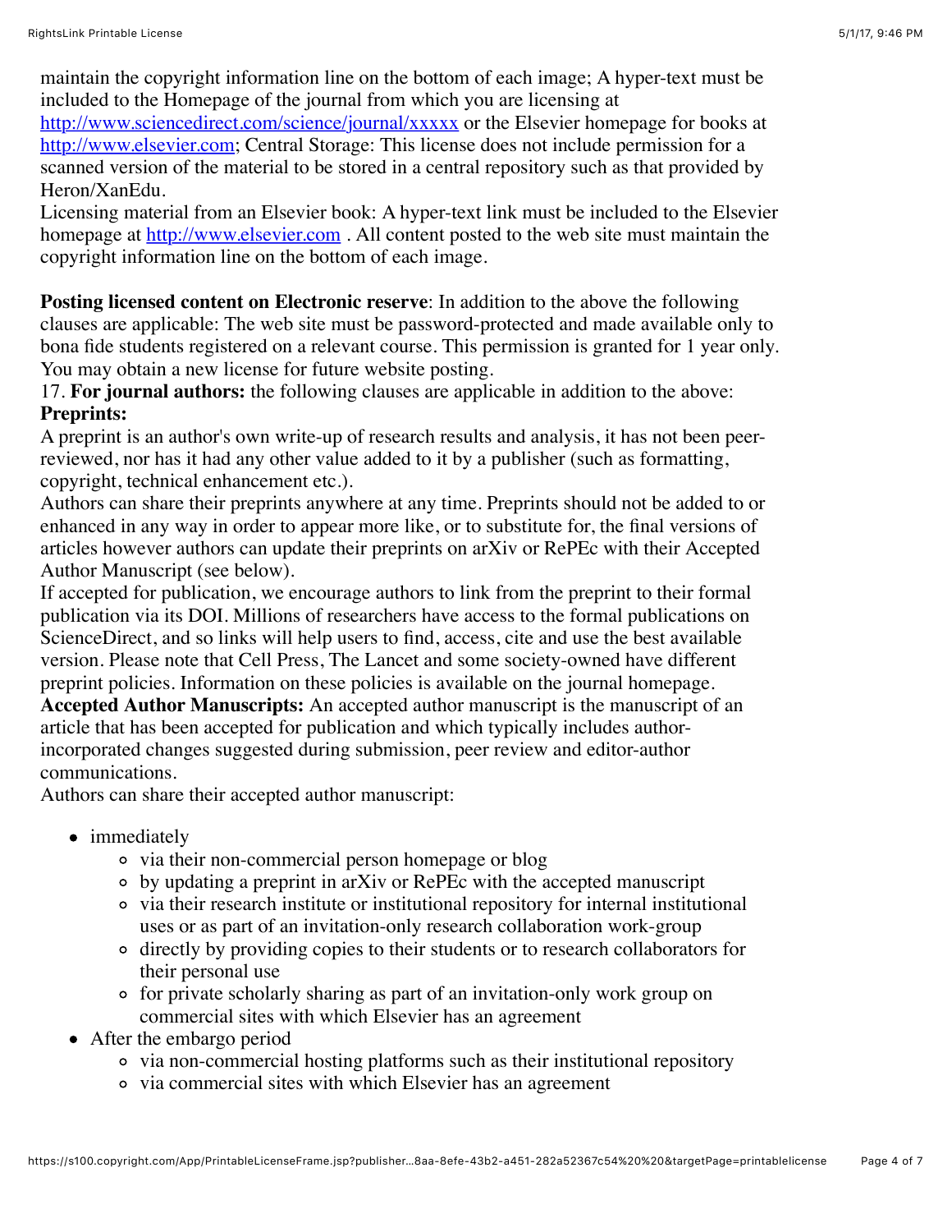maintain the copyright information line on the bottom of each image; A hyper-text must be included to the Homepage of the journal from which you are licensing at http://www.sciencedirect.com/science/journal/xxxxx or the Elsevier homepage for books at http://www.elsevier.com; Central Storage: This license does not include permission for a scanned version of the material to be stored in a central repository such as that provided by Heron/XanEdu.

Licensing material from an Elsevier book: A hyper-text link must be included to the Elsevier homepage at http://www.elsevier.com . All content posted to the web site must maintain the copyright information line on the bottom of each image.

**Posting licensed content on Electronic reserve**: In addition to the above the following clauses are applicable: The web site must be password-protected and made available only to bona fide students registered on a relevant course. This permission is granted for 1 year only. You may obtain a new license for future website posting.

17. **For journal authors:** the following clauses are applicable in addition to the above:

**Preprints:**

A preprint is an author's own write-up of research results and analysis, it has not been peer-reviewed, nor has it had any other value added to it by a publisher (such as formatting, copyright, technical enhancement etc.).

Authors can share their preprints anywhere at any time. Preprints should not be added to or enhanced in any way in order to appear more like, or to substitute for, the final versions of articles however authors can update their preprints on arXiv or RePEc with their Accepted Author Manuscript (see below).

If accepted for publication, we encourage authors to link from the preprint to their formal publication via its DOI. Millions of researchers have access to the formal publications on ScienceDirect, and so links will help users to find, access, cite and use the best available version. Please note that Cell Press, The Lancet and some society-owned have different preprint policies. Information on these policies is available on the journal homepage.

**Accepted Author Manuscripts:** An accepted author manuscript is the manuscript of an article that has been accepted for publication and which typically includes author-incorporated changes suggested during submission, peer review and editor-author communications.

Authors can share their accepted author manuscript:

- immediately
  - via their non-commercial person homepage or blog
  - by updating a preprint in arXiv or RePEc with the accepted manuscript
  - via their research institute or institutional repository for internal institutional uses or as part of an invitation-only research collaboration work-group
  - directly by providing copies to their students or to research collaborators for their personal use
  - for private scholarly sharing as part of an invitation-only work group on commercial sites with which Elsevier has an agreement
- After the embargo period
  - via non-commercial hosting platforms such as their institutional repository
  - via commercial sites with which Elsevier has an agreement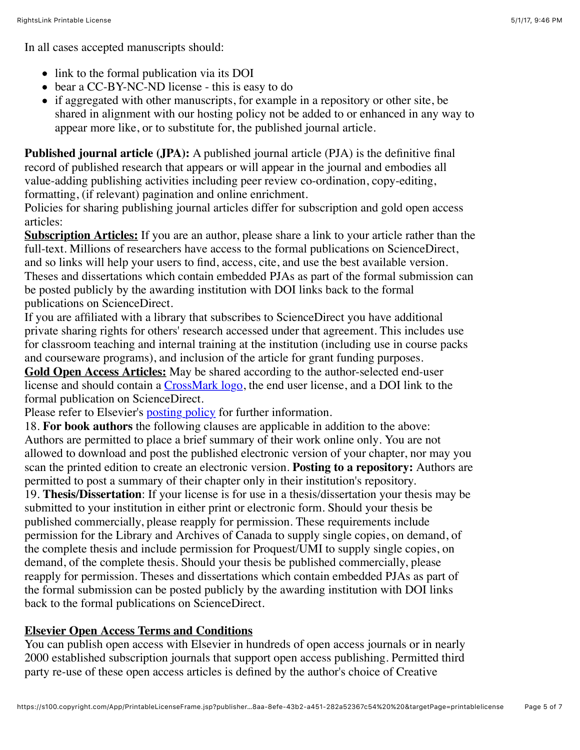In all cases accepted manuscripts should:

- link to the formal publication via its DOI
- bear a CC-BY-NC-ND license - this is easy to do
- if aggregated with other manuscripts, for example in a repository or other site, be shared in alignment with our hosting policy not be added to or enhanced in any way to appear more like, or to substitute for, the published journal article.

**Published journal article (JPA):** A published journal article (PJA) is the definitive final record of published research that appears or will appear in the journal and embodies all value-adding publishing activities including peer review co-ordination, copy-editing, formatting, (if relevant) pagination and online enrichment.
Policies for sharing publishing journal articles differ for subscription and gold open access articles:
**Subscription Articles:** If you are an author, please share a link to your article rather than the full-text. Millions of researchers have access to the formal publications on ScienceDirect, and so links will help your users to find, access, cite, and use the best available version. Theses and dissertations which contain embedded PJAs as part of the formal submission can be posted publicly by the awarding institution with DOI links back to the formal publications on ScienceDirect.
If you are affiliated with a library that subscribes to ScienceDirect you have additional private sharing rights for others' research accessed under that agreement. This includes use for classroom teaching and internal training at the institution (including use in course packs and courseware programs), and inclusion of the article for grant funding purposes.
**Gold Open Access Articles:** May be shared according to the author-selected end-user license and should contain a CrossMark logo, the end user license, and a DOI link to the formal publication on ScienceDirect.
Please refer to Elsevier's posting policy for further information.
18. **For book authors** the following clauses are applicable in addition to the above: Authors are permitted to place a brief summary of their work online only. You are not allowed to download and post the published electronic version of your chapter, nor may you scan the printed edition to create an electronic version. **Posting to a repository:** Authors are permitted to post a summary of their chapter only in their institution's repository.
19. **Thesis/Dissertation**: If your license is for use in a thesis/dissertation your thesis may be submitted to your institution in either print or electronic form. Should your thesis be published commercially, please reapply for permission. These requirements include permission for the Library and Archives of Canada to supply single copies, on demand, of the complete thesis and include permission for Proquest/UMI to supply single copies, on demand, of the complete thesis. Should your thesis be published commercially, please reapply for permission. Theses and dissertations which contain embedded PJAs as part of the formal submission can be posted publicly by the awarding institution with DOI links back to the formal publications on ScienceDirect.

**Elsevier Open Access Terms and Conditions**
You can publish open access with Elsevier in hundreds of open access journals or in nearly 2000 established subscription journals that support open access publishing. Permitted third party re-use of these open access articles is defined by the author's choice of Creative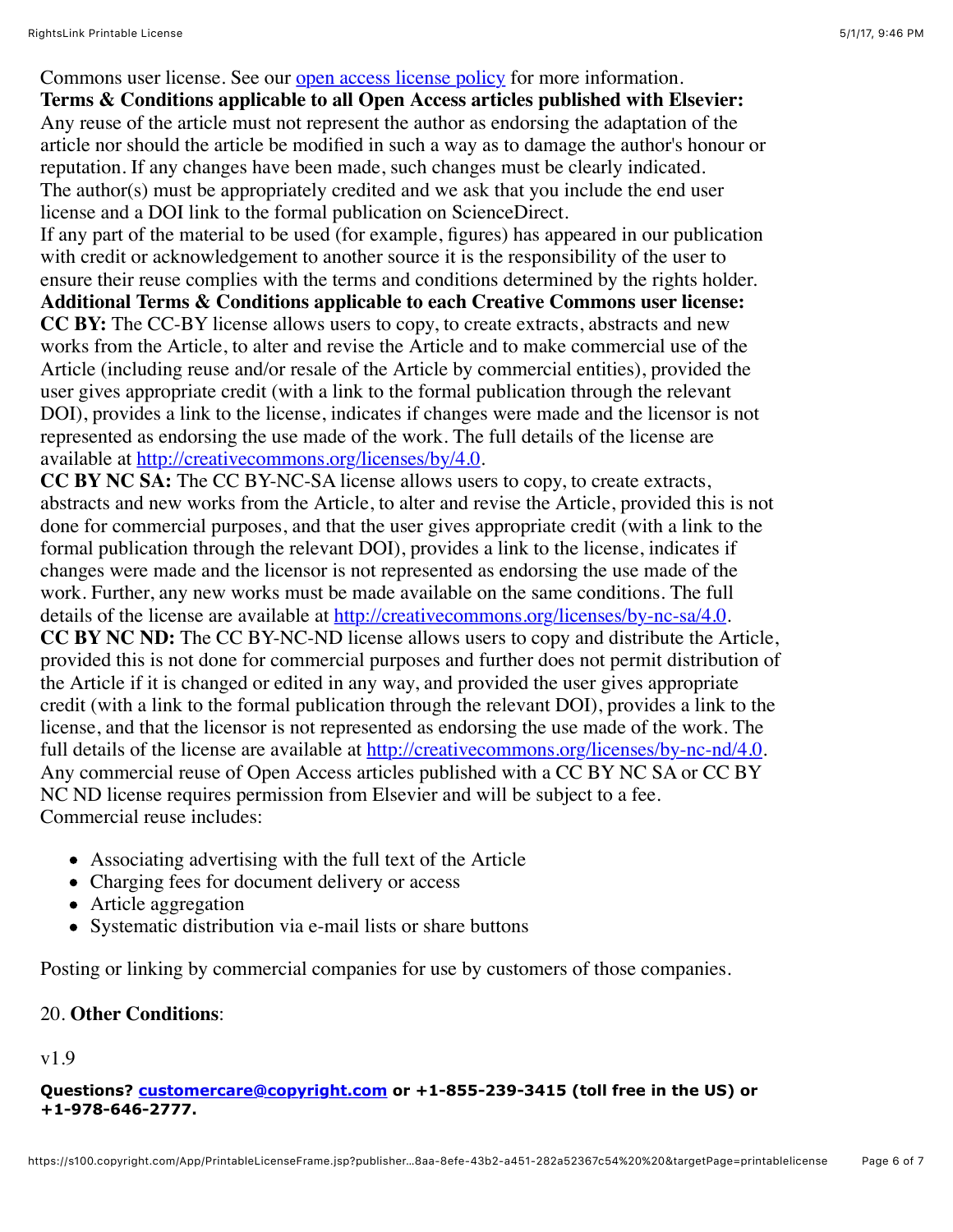Commons user license. See our [open access license policy](#) for more information.

**Terms & Conditions applicable to all Open Access articles published with Elsevier:**

Any reuse of the article must not represent the author as endorsing the adaptation of the article nor should the article be modified in such a way as to damage the author's honour or reputation. If any changes have been made, such changes must be clearly indicated.

The author(s) must be appropriately credited and we ask that you include the end user license and a DOI link to the formal publication on ScienceDirect.

If any part of the material to be used (for example, figures) has appeared in our publication with credit or acknowledgement to another source it is the responsibility of the user to ensure their reuse complies with the terms and conditions determined by the rights holder.

**Additional Terms & Conditions applicable to each Creative Commons user license:**

**CC BY:** The CC-BY license allows users to copy, to create extracts, abstracts and new works from the Article, to alter and revise the Article and to make commercial use of the Article (including reuse and/or resale of the Article by commercial entities), provided the user gives appropriate credit (with a link to the formal publication through the relevant DOI), provides a link to the license, indicates if changes were made and the licensor is not represented as endorsing the use made of the work. The full details of the license are available at http://creativecommons.org/licenses/by/4.0.

**CC BY NC SA:** The CC BY-NC-SA license allows users to copy, to create extracts, abstracts and new works from the Article, to alter and revise the Article, provided this is not done for commercial purposes, and that the user gives appropriate credit (with a link to the formal publication through the relevant DOI), provides a link to the license, indicates if changes were made and the licensor is not represented as endorsing the use made of the work. Further, any new works must be made available on the same conditions. The full details of the license are available at http://creativecommons.org/licenses/by-nc-sa/4.0.

**CC BY NC ND:** The CC BY-NC-ND license allows users to copy and distribute the Article, provided this is not done for commercial purposes and further does not permit distribution of the Article if it is changed or edited in any way, and provided the user gives appropriate credit (with a link to the formal publication through the relevant DOI), provides a link to the license, and that the licensor is not represented as endorsing the use made of the work. The full details of the license are available at http://creativecommons.org/licenses/by-nc-nd/4.0.

Any commercial reuse of Open Access articles published with a CC BY NC SA or CC BY NC ND license requires permission from Elsevier and will be subject to a fee.

Commercial reuse includes:

- Associating advertising with the full text of the Article
- Charging fees for document delivery or access
- Article aggregation
- Systematic distribution via e-mail lists or share buttons

Posting or linking by commercial companies for use by customers of those companies.

20. **Other Conditions**:

v1.9

**Questions? [customercare@copyright.com](mailto:customercare@copyright.com) or +1-855-239-3415 (toll free in the US) or +1-978-646-2777.**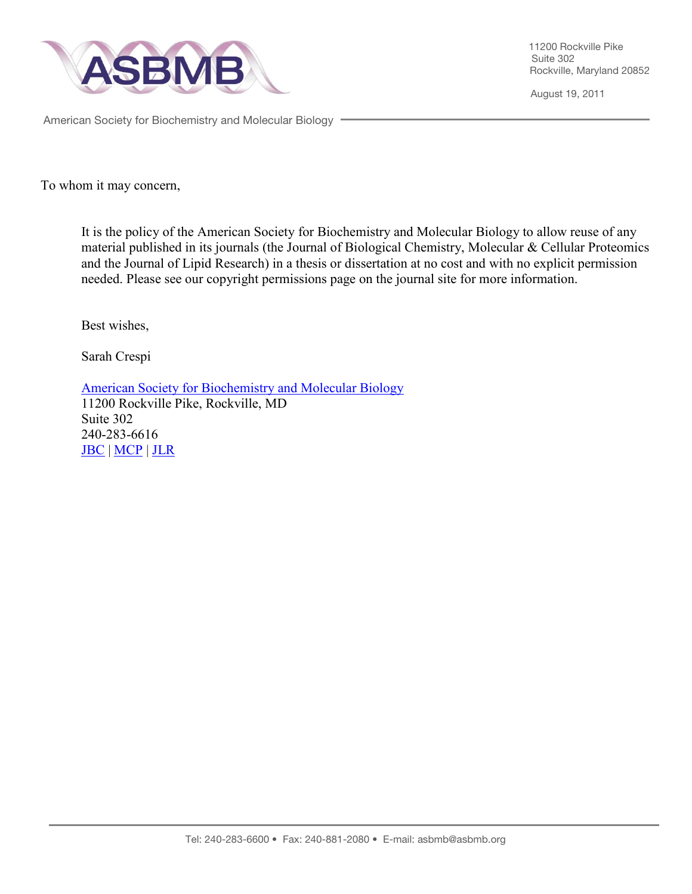ASBMB

American Society for Biochemistry and Molecular Biology

11200 Rockville Pike
Suite 302
Rockville, Maryland 20852

August 19, 2011

To whom it may concern,

It is the policy of the American Society for Biochemistry and Molecular Biology to allow reuse of any material published in its journals (the Journal of Biological Chemistry, Molecular & Cellular Proteomics and the Journal of Lipid Research) in a thesis or dissertation at no cost and with no explicit permission needed. Please see our copyright permissions page on the journal site for more information.

Best wishes,

Sarah Crespi

American Society for Biochemistry and Molecular Biology
11200 Rockville Pike, Rockville, MD
Suite 302
240-283-6616
JBC | MCP | JLR

Tel: 240-283-6600 • Fax: 240-881-2080 • E-mail: asbmb@asbmb.org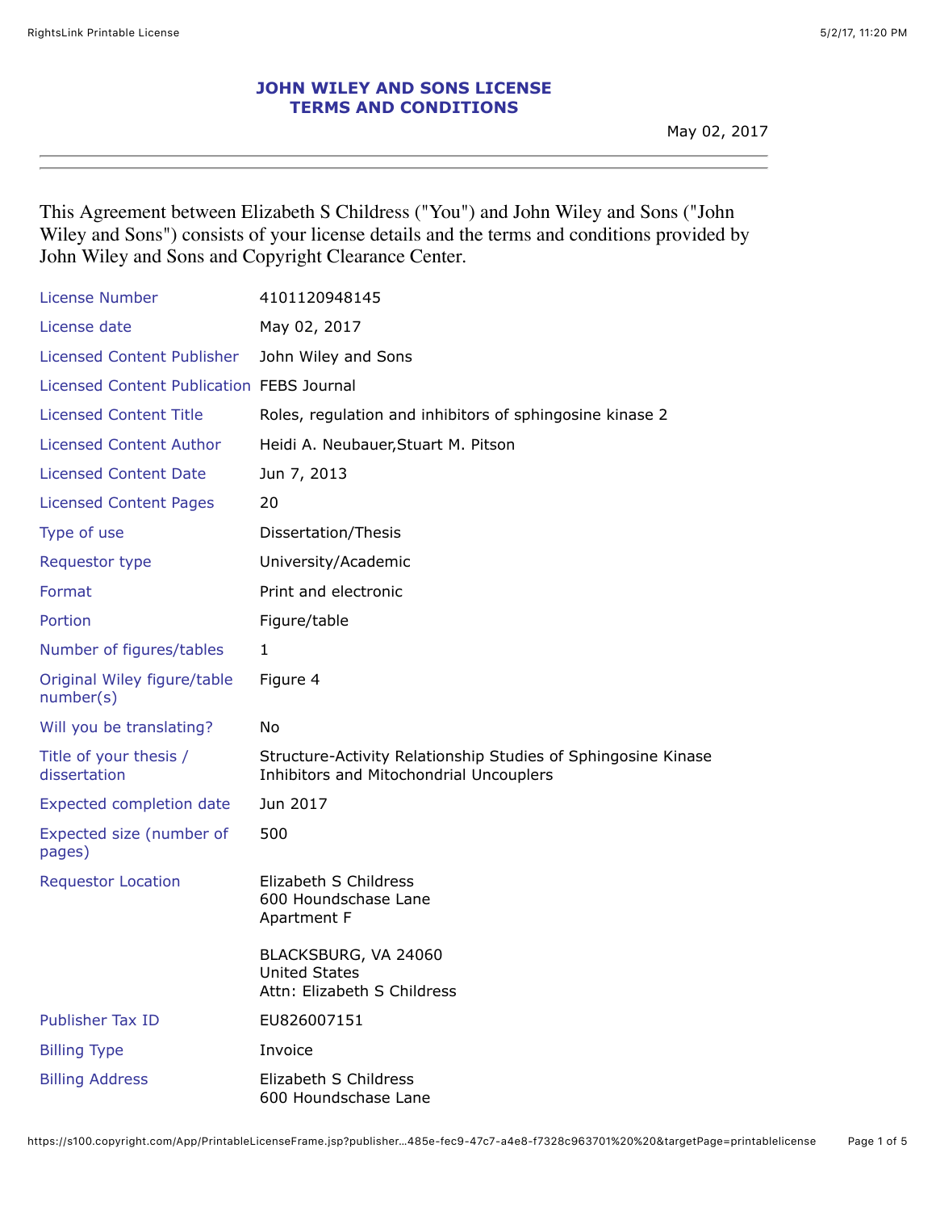# JOHN WILEY AND SONS LICENSE TERMS AND CONDITIONS

May 02, 2017

---

This Agreement between Elizabeth S Childress ("You") and John Wiley and Sons ("John Wiley and Sons") consists of your license details and the terms and conditions provided by John Wiley and Sons and Copyright Clearance Center.

| | |
|---|---|
| License Number | 4101120948145 |
| License date | May 02, 2017 |
| Licensed Content Publisher | John Wiley and Sons |
| Licensed Content Publication | FEBS Journal |
| Licensed Content Title | Roles, regulation and inhibitors of sphingosine kinase 2 |
| Licensed Content Author | Heidi A. Neubauer,Stuart M. Pitson |
| Licensed Content Date | Jun 7, 2013 |
| Licensed Content Pages | 20 |
| Type of use | Dissertation/Thesis |
| Requestor type | University/Academic |
| Format | Print and electronic |
| Portion | Figure/table |
| Number of figures/tables | 1 |
| Original Wiley figure/table number(s) | Figure 4 |
| Will you be translating? | No |
| Title of your thesis / dissertation | Structure-Activity Relationship Studies of Sphingosine Kinase Inhibitors and Mitochondrial Uncouplers |
| Expected completion date | Jun 2017 |
| Expected size (number of pages) | 500 |
| Requestor Location | Elizabeth S Childress<br>600 Houndschase Lane<br>Apartment F<br><br>BLACKSBURG, VA 24060<br>United States<br>Attn: Elizabeth S Childress |
| Publisher Tax ID | EU826007151 |
| Billing Type | Invoice |
| Billing Address | Elizabeth S Childress<br>600 Houndschase Lane |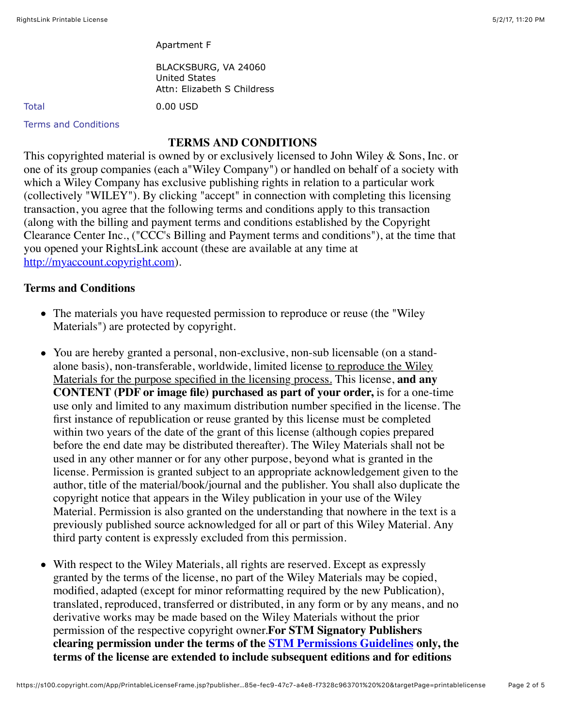Apartment F

BLACKSBURG, VA 24060
United States
Attn: Elizabeth S Childress

Total 0.00 USD

Terms and Conditions

## TERMS AND CONDITIONS

This copyrighted material is owned by or exclusively licensed to John Wiley & Sons, Inc. or one of its group companies (each a"Wiley Company") or handled on behalf of a society with which a Wiley Company has exclusive publishing rights in relation to a particular work (collectively "WILEY"). By clicking "accept" in connection with completing this licensing transaction, you agree that the following terms and conditions apply to this transaction (along with the billing and payment terms and conditions established by the Copyright Clearance Center Inc., ("CCC's Billing and Payment terms and conditions"), at the time that you opened your RightsLink account (these are available at any time at http://myaccount.copyright.com).

### Terms and Conditions

- The materials you have requested permission to reproduce or reuse (the "Wiley Materials") are protected by copyright.
- You are hereby granted a personal, non-exclusive, non-sub licensable (on a stand-alone basis), non-transferable, worldwide, limited license to reproduce the Wiley Materials for the purpose specified in the licensing process. This license, **and any CONTENT (PDF or image file) purchased as part of your order,** is for a one-time use only and limited to any maximum distribution number specified in the license. The first instance of republication or reuse granted by this license must be completed within two years of the date of the grant of this license (although copies prepared before the end date may be distributed thereafter). The Wiley Materials shall not be used in any other manner or for any other purpose, beyond what is granted in the license. Permission is granted subject to an appropriate acknowledgement given to the author, title of the material/book/journal and the publisher. You shall also duplicate the copyright notice that appears in the Wiley publication in your use of the Wiley Material. Permission is also granted on the understanding that nowhere in the text is a previously published source acknowledged for all or part of this Wiley Material. Any third party content is expressly excluded from this permission.
- With respect to the Wiley Materials, all rights are reserved. Except as expressly granted by the terms of the license, no part of the Wiley Materials may be copied, modified, adapted (except for minor reformatting required by the new Publication), translated, reproduced, transferred or distributed, in any form or by any means, and no derivative works may be made based on the Wiley Materials without the prior permission of the respective copyright owner.**For STM Signatory Publishers clearing permission under the terms of the STM Permissions Guidelines only, the terms of the license are extended to include subsequent editions and for editions**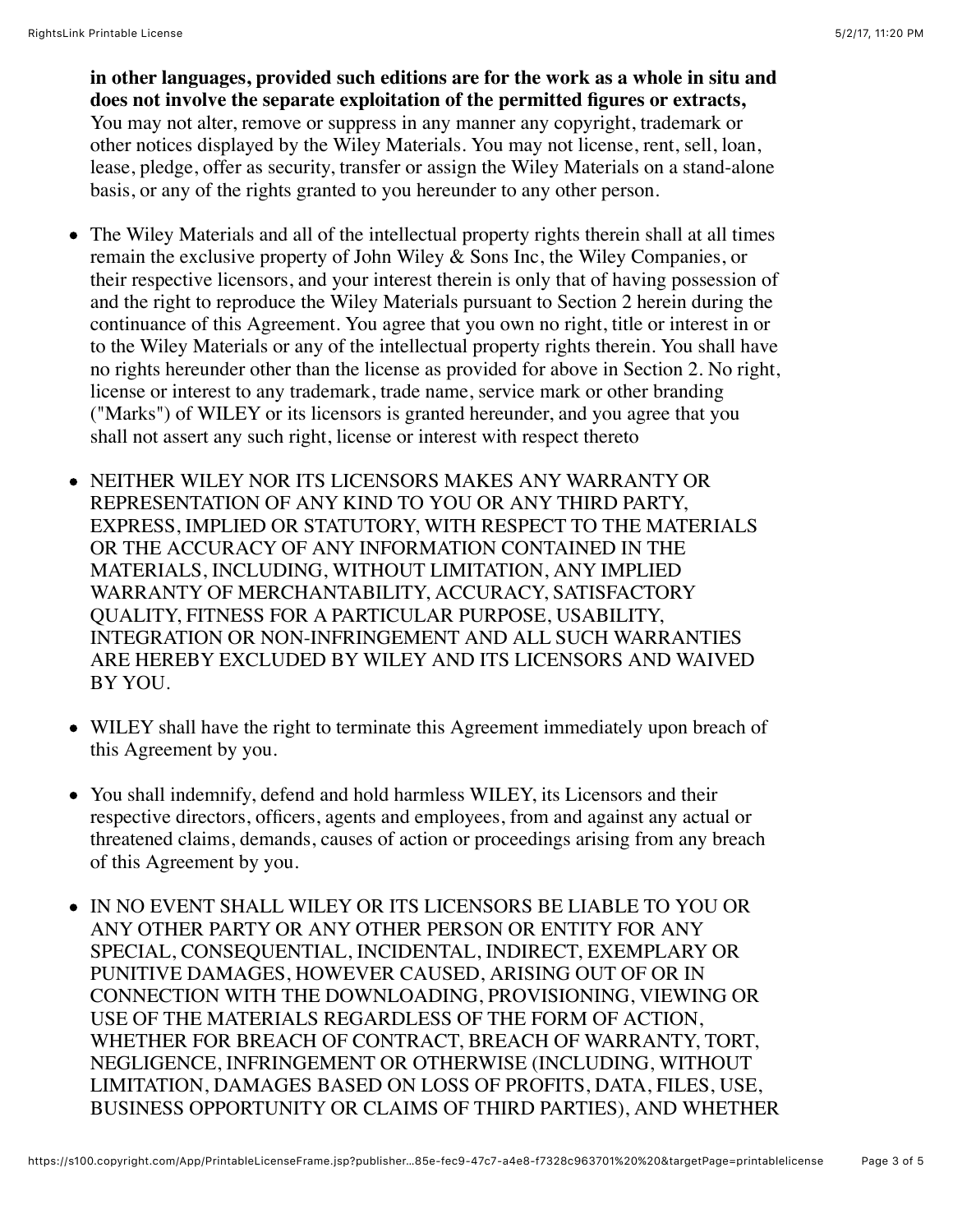**in other languages, provided such editions are for the work as a whole in situ and does not involve the separate exploitation of the permitted figures or extracts,** You may not alter, remove or suppress in any manner any copyright, trademark or other notices displayed by the Wiley Materials. You may not license, rent, sell, loan, lease, pledge, offer as security, transfer or assign the Wiley Materials on a stand-alone basis, or any of the rights granted to you hereunder to any other person.

- The Wiley Materials and all of the intellectual property rights therein shall at all times remain the exclusive property of John Wiley & Sons Inc, the Wiley Companies, or their respective licensors, and your interest therein is only that of having possession of and the right to reproduce the Wiley Materials pursuant to Section 2 herein during the continuance of this Agreement. You agree that you own no right, title or interest in or to the Wiley Materials or any of the intellectual property rights therein. You shall have no rights hereunder other than the license as provided for above in Section 2. No right, license or interest to any trademark, trade name, service mark or other branding ("Marks") of WILEY or its licensors is granted hereunder, and you agree that you shall not assert any such right, license or interest with respect thereto

- NEITHER WILEY NOR ITS LICENSORS MAKES ANY WARRANTY OR REPRESENTATION OF ANY KIND TO YOU OR ANY THIRD PARTY, EXPRESS, IMPLIED OR STATUTORY, WITH RESPECT TO THE MATERIALS OR THE ACCURACY OF ANY INFORMATION CONTAINED IN THE MATERIALS, INCLUDING, WITHOUT LIMITATION, ANY IMPLIED WARRANTY OF MERCHANTABILITY, ACCURACY, SATISFACTORY QUALITY, FITNESS FOR A PARTICULAR PURPOSE, USABILITY, INTEGRATION OR NON-INFRINGEMENT AND ALL SUCH WARRANTIES ARE HEREBY EXCLUDED BY WILEY AND ITS LICENSORS AND WAIVED BY YOU.

- WILEY shall have the right to terminate this Agreement immediately upon breach of this Agreement by you.

- You shall indemnify, defend and hold harmless WILEY, its Licensors and their respective directors, officers, agents and employees, from and against any actual or threatened claims, demands, causes of action or proceedings arising from any breach of this Agreement by you.

- IN NO EVENT SHALL WILEY OR ITS LICENSORS BE LIABLE TO YOU OR ANY OTHER PARTY OR ANY OTHER PERSON OR ENTITY FOR ANY SPECIAL, CONSEQUENTIAL, INCIDENTAL, INDIRECT, EXEMPLARY OR PUNITIVE DAMAGES, HOWEVER CAUSED, ARISING OUT OF OR IN CONNECTION WITH THE DOWNLOADING, PROVISIONING, VIEWING OR USE OF THE MATERIALS REGARDLESS OF THE FORM OF ACTION, WHETHER FOR BREACH OF CONTRACT, BREACH OF WARRANTY, TORT, NEGLIGENCE, INFRINGEMENT OR OTHERWISE (INCLUDING, WITHOUT LIMITATION, DAMAGES BASED ON LOSS OF PROFITS, DATA, FILES, USE, BUSINESS OPPORTUNITY OR CLAIMS OF THIRD PARTIES), AND WHETHER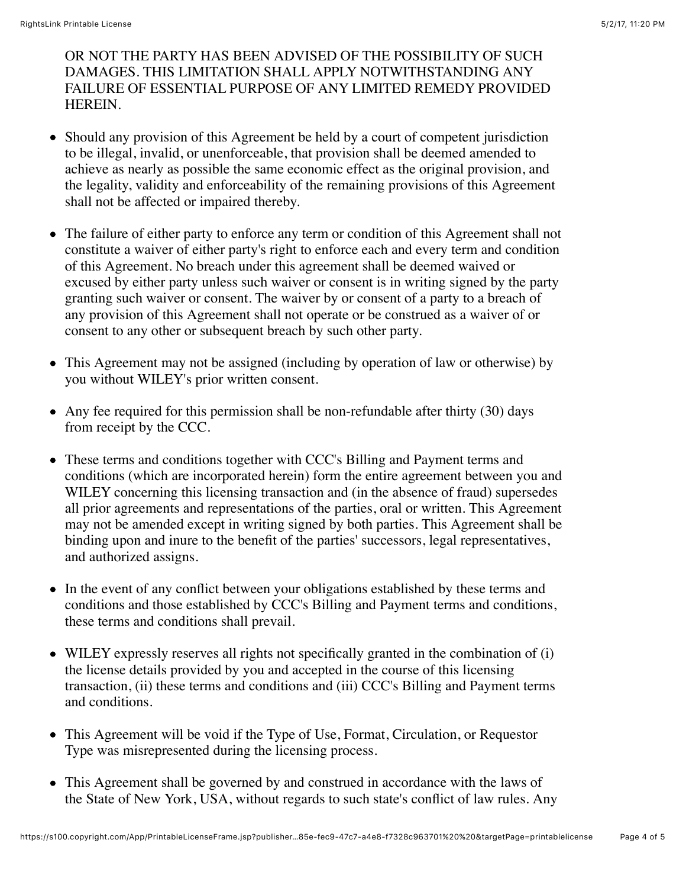OR NOT THE PARTY HAS BEEN ADVISED OF THE POSSIBILITY OF SUCH DAMAGES. THIS LIMITATION SHALL APPLY NOTWITHSTANDING ANY FAILURE OF ESSENTIAL PURPOSE OF ANY LIMITED REMEDY PROVIDED HEREIN.

- Should any provision of this Agreement be held by a court of competent jurisdiction to be illegal, invalid, or unenforceable, that provision shall be deemed amended to achieve as nearly as possible the same economic effect as the original provision, and the legality, validity and enforceability of the remaining provisions of this Agreement shall not be affected or impaired thereby.

- The failure of either party to enforce any term or condition of this Agreement shall not constitute a waiver of either party's right to enforce each and every term and condition of this Agreement. No breach under this agreement shall be deemed waived or excused by either party unless such waiver or consent is in writing signed by the party granting such waiver or consent. The waiver by or consent of a party to a breach of any provision of this Agreement shall not operate or be construed as a waiver of or consent to any other or subsequent breach by such other party.

- This Agreement may not be assigned (including by operation of law or otherwise) by you without WILEY's prior written consent.

- Any fee required for this permission shall be non-refundable after thirty (30) days from receipt by the CCC.

- These terms and conditions together with CCC's Billing and Payment terms and conditions (which are incorporated herein) form the entire agreement between you and WILEY concerning this licensing transaction and (in the absence of fraud) supersedes all prior agreements and representations of the parties, oral or written. This Agreement may not be amended except in writing signed by both parties. This Agreement shall be binding upon and inure to the benefit of the parties' successors, legal representatives, and authorized assigns.

- In the event of any conflict between your obligations established by these terms and conditions and those established by CCC's Billing and Payment terms and conditions, these terms and conditions shall prevail.

- WILEY expressly reserves all rights not specifically granted in the combination of (i) the license details provided by you and accepted in the course of this licensing transaction, (ii) these terms and conditions and (iii) CCC's Billing and Payment terms and conditions.

- This Agreement will be void if the Type of Use, Format, Circulation, or Requestor Type was misrepresented during the licensing process.

- This Agreement shall be governed by and construed in accordance with the laws of the State of New York, USA, without regards to such state's conflict of law rules. Any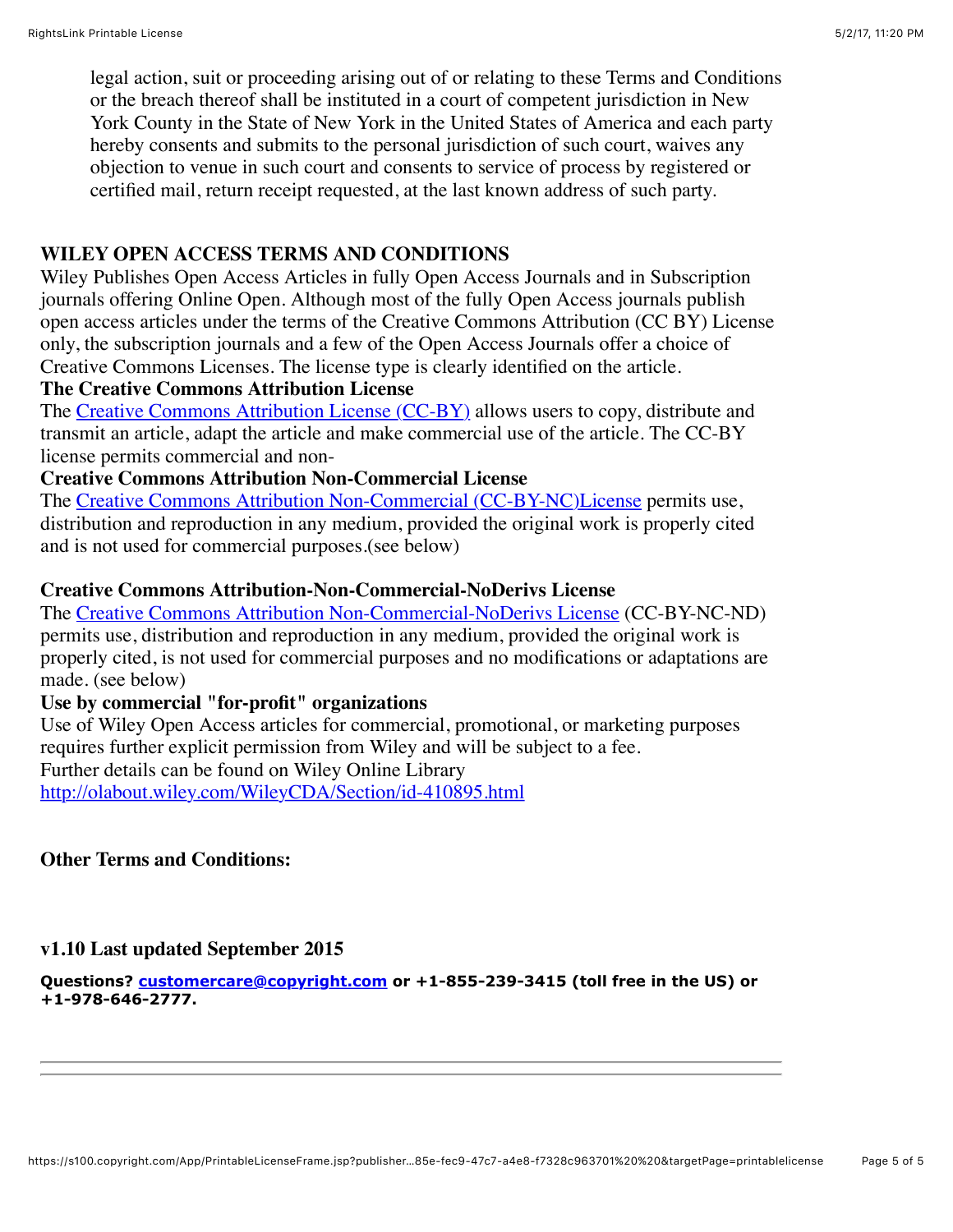legal action, suit or proceeding arising out of or relating to these Terms and Conditions or the breach thereof shall be instituted in a court of competent jurisdiction in New York County in the State of New York in the United States of America and each party hereby consents and submits to the personal jurisdiction of such court, waives any objection to venue in such court and consents to service of process by registered or certified mail, return receipt requested, at the last known address of such party.

**WILEY OPEN ACCESS TERMS AND CONDITIONS**

Wiley Publishes Open Access Articles in fully Open Access Journals and in Subscription journals offering Online Open. Although most of the fully Open Access journals publish open access articles under the terms of the Creative Commons Attribution (CC BY) License only, the subscription journals and a few of the Open Access Journals offer a choice of Creative Commons Licenses. The license type is clearly identified on the article.

**The Creative Commons Attribution License**

The Creative Commons Attribution License (CC-BY) allows users to copy, distribute and transmit an article, adapt the article and make commercial use of the article. The CC-BY license permits commercial and non-

**Creative Commons Attribution Non-Commercial License**

The Creative Commons Attribution Non-Commercial (CC-BY-NC)License permits use, distribution and reproduction in any medium, provided the original work is properly cited and is not used for commercial purposes.(see below)

**Creative Commons Attribution-Non-Commercial-NoDerivs License**

The Creative Commons Attribution Non-Commercial-NoDerivs License (CC-BY-NC-ND) permits use, distribution and reproduction in any medium, provided the original work is properly cited, is not used for commercial purposes and no modifications or adaptations are made. (see below)

**Use by commercial "for-profit" organizations**

Use of Wiley Open Access articles for commercial, promotional, or marketing purposes requires further explicit permission from Wiley and will be subject to a fee.
Further details can be found on Wiley Online Library
http://olabout.wiley.com/WileyCDA/Section/id-410895.html

**Other Terms and Conditions:**

**v1.10 Last updated September 2015**

**Questions? customercare@copyright.com or +1-855-239-3415 (toll free in the US) or +1-978-646-2777.**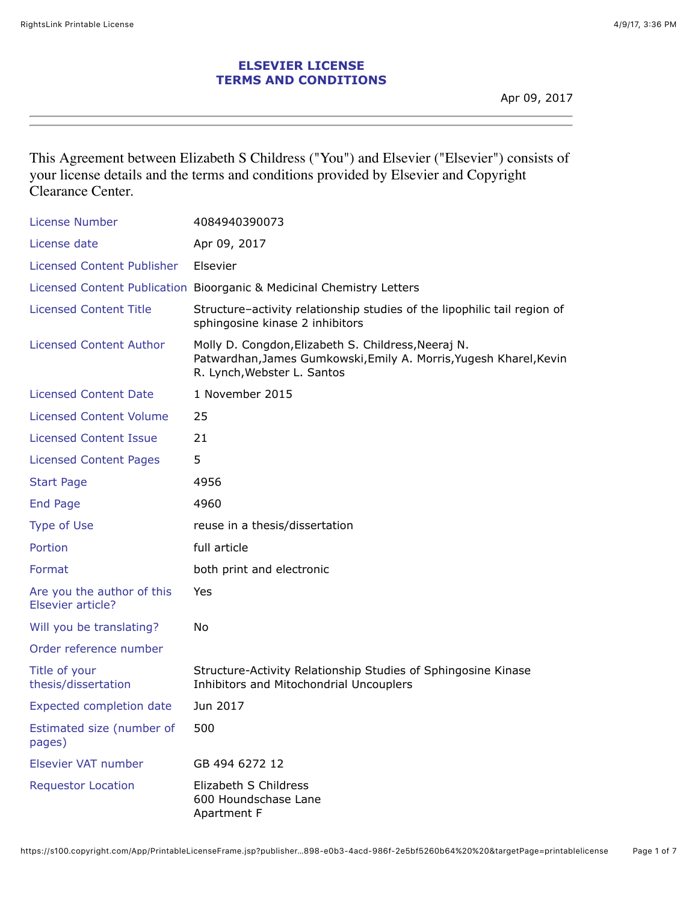# ELSEVIER LICENSE
# TERMS AND CONDITIONS

Apr 09, 2017

---

This Agreement between Elizabeth S Childress ("You") and Elsevier ("Elsevier") consists of your license details and the terms and conditions provided by Elsevier and Copyright Clearance Center.

| | |
|---|---|
| License Number | 4084940390073 |
| License date | Apr 09, 2017 |
| Licensed Content Publisher | Elsevier |
| Licensed Content Publication | Bioorganic & Medicinal Chemistry Letters |
| Licensed Content Title | Structure–activity relationship studies of the lipophilic tail region of sphingosine kinase 2 inhibitors |
| Licensed Content Author | Molly D. Congdon,Elizabeth S. Childress,Neeraj N. Patwardhan,James Gumkowski,Emily A. Morris,Yugesh Kharel,Kevin R. Lynch,Webster L. Santos |
| Licensed Content Date | 1 November 2015 |
| Licensed Content Volume | 25 |
| Licensed Content Issue | 21 |
| Licensed Content Pages | 5 |
| Start Page | 4956 |
| End Page | 4960 |
| Type of Use | reuse in a thesis/dissertation |
| Portion | full article |
| Format | both print and electronic |
| Are you the author of this Elsevier article? | Yes |
| Will you be translating? | No |
| Order reference number | |
| Title of your thesis/dissertation | Structure-Activity Relationship Studies of Sphingosine Kinase Inhibitors and Mitochondrial Uncouplers |
| Expected completion date | Jun 2017 |
| Estimated size (number of pages) | 500 |
| Elsevier VAT number | GB 494 6272 12 |
| Requestor Location | Elizabeth S Childress<br>600 Houndschase Lane<br>Apartment F |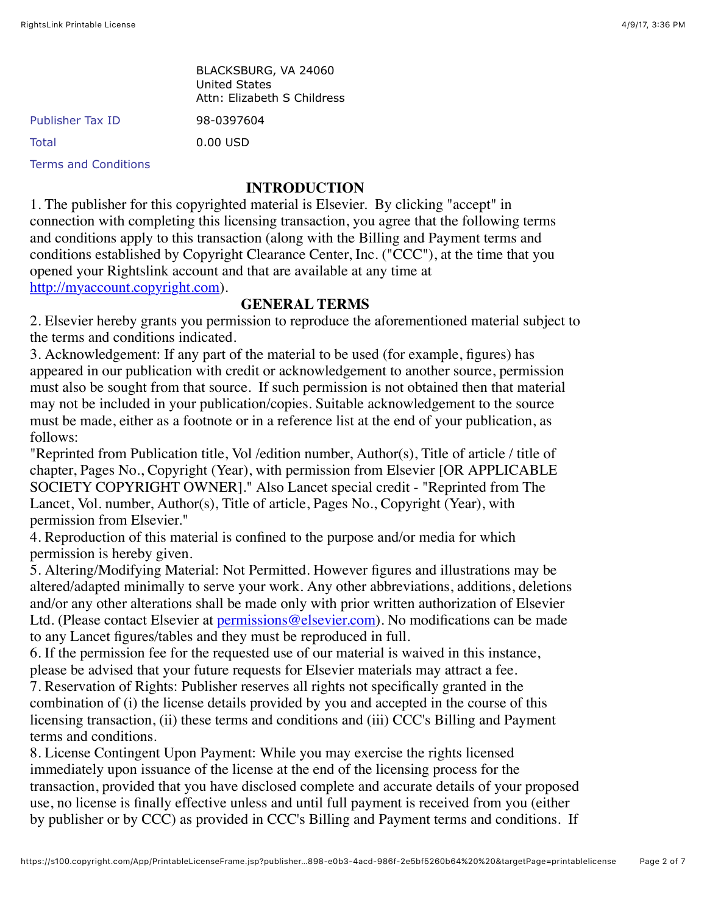BLACKSBURG, VA 24060
United States
Attn: Elizabeth S Childress

| | |
|---|---|
| Publisher Tax ID | 98-0397604 |
| Total | 0.00 USD |

Terms and Conditions

## INTRODUCTION

1. The publisher for this copyrighted material is Elsevier. By clicking "accept" in connection with completing this licensing transaction, you agree that the following terms and conditions apply to this transaction (along with the Billing and Payment terms and conditions established by Copyright Clearance Center, Inc. ("CCC"), at the time that you opened your Rightslink account and that are available at any time at http://myaccount.copyright.com).

## GENERAL TERMS

2. Elsevier hereby grants you permission to reproduce the aforementioned material subject to the terms and conditions indicated.
3. Acknowledgement: If any part of the material to be used (for example, figures) has appeared in our publication with credit or acknowledgement to another source, permission must also be sought from that source. If such permission is not obtained then that material may not be included in your publication/copies. Suitable acknowledgement to the source must be made, either as a footnote or in a reference list at the end of your publication, as follows:
"Reprinted from Publication title, Vol /edition number, Author(s), Title of article / title of chapter, Pages No., Copyright (Year), with permission from Elsevier [OR APPLICABLE SOCIETY COPYRIGHT OWNER]." Also Lancet special credit - "Reprinted from The Lancet, Vol. number, Author(s), Title of article, Pages No., Copyright (Year), with permission from Elsevier."
4. Reproduction of this material is confined to the purpose and/or media for which permission is hereby given.
5. Altering/Modifying Material: Not Permitted. However figures and illustrations may be altered/adapted minimally to serve your work. Any other abbreviations, additions, deletions and/or any other alterations shall be made only with prior written authorization of Elsevier Ltd. (Please contact Elsevier at permissions@elsevier.com). No modifications can be made to any Lancet figures/tables and they must be reproduced in full.
6. If the permission fee for the requested use of our material is waived in this instance, please be advised that your future requests for Elsevier materials may attract a fee.
7. Reservation of Rights: Publisher reserves all rights not specifically granted in the combination of (i) the license details provided by you and accepted in the course of this licensing transaction, (ii) these terms and conditions and (iii) CCC's Billing and Payment terms and conditions.
8. License Contingent Upon Payment: While you may exercise the rights licensed immediately upon issuance of the license at the end of the licensing process for the transaction, provided that you have disclosed complete and accurate details of your proposed use, no license is finally effective unless and until full payment is received from you (either by publisher or by CCC) as provided in CCC's Billing and Payment terms and conditions. If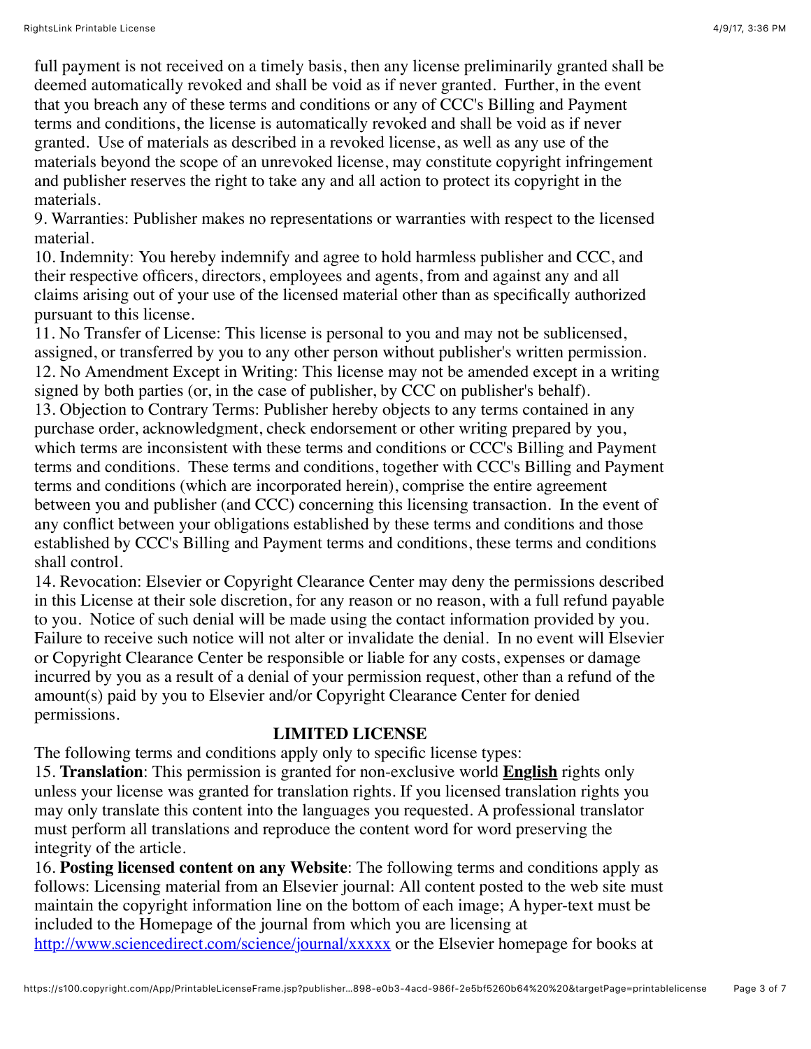full payment is not received on a timely basis, then any license preliminarily granted shall be deemed automatically revoked and shall be void as if never granted. Further, in the event that you breach any of these terms and conditions or any of CCC's Billing and Payment terms and conditions, the license is automatically revoked and shall be void as if never granted. Use of materials as described in a revoked license, as well as any use of the materials beyond the scope of an unrevoked license, may constitute copyright infringement and publisher reserves the right to take any and all action to protect its copyright in the materials.

9. Warranties: Publisher makes no representations or warranties with respect to the licensed material.

10. Indemnity: You hereby indemnify and agree to hold harmless publisher and CCC, and their respective officers, directors, employees and agents, from and against any and all claims arising out of your use of the licensed material other than as specifically authorized pursuant to this license.

11. No Transfer of License: This license is personal to you and may not be sublicensed, assigned, or transferred by you to any other person without publisher's written permission.

12. No Amendment Except in Writing: This license may not be amended except in a writing signed by both parties (or, in the case of publisher, by CCC on publisher's behalf).

13. Objection to Contrary Terms: Publisher hereby objects to any terms contained in any purchase order, acknowledgment, check endorsement or other writing prepared by you, which terms are inconsistent with these terms and conditions or CCC's Billing and Payment terms and conditions. These terms and conditions, together with CCC's Billing and Payment terms and conditions (which are incorporated herein), comprise the entire agreement between you and publisher (and CCC) concerning this licensing transaction. In the event of any conflict between your obligations established by these terms and conditions and those established by CCC's Billing and Payment terms and conditions, these terms and conditions shall control.

14. Revocation: Elsevier or Copyright Clearance Center may deny the permissions described in this License at their sole discretion, for any reason or no reason, with a full refund payable to you. Notice of such denial will be made using the contact information provided by you. Failure to receive such notice will not alter or invalidate the denial. In no event will Elsevier or Copyright Clearance Center be responsible or liable for any costs, expenses or damage incurred by you as a result of a denial of your permission request, other than a refund of the amount(s) paid by you to Elsevier and/or Copyright Clearance Center for denied permissions.

**LIMITED LICENSE**

The following terms and conditions apply only to specific license types:

15. **Translation**: This permission is granted for non-exclusive world **English** rights only unless your license was granted for translation rights. If you licensed translation rights you may only translate this content into the languages you requested. A professional translator must perform all translations and reproduce the content word for word preserving the integrity of the article.

16. **Posting licensed content on any Website**: The following terms and conditions apply as follows: Licensing material from an Elsevier journal: All content posted to the web site must maintain the copyright information line on the bottom of each image; A hyper-text must be included to the Homepage of the journal from which you are licensing at http://www.sciencedirect.com/science/journal/xxxxx or the Elsevier homepage for books at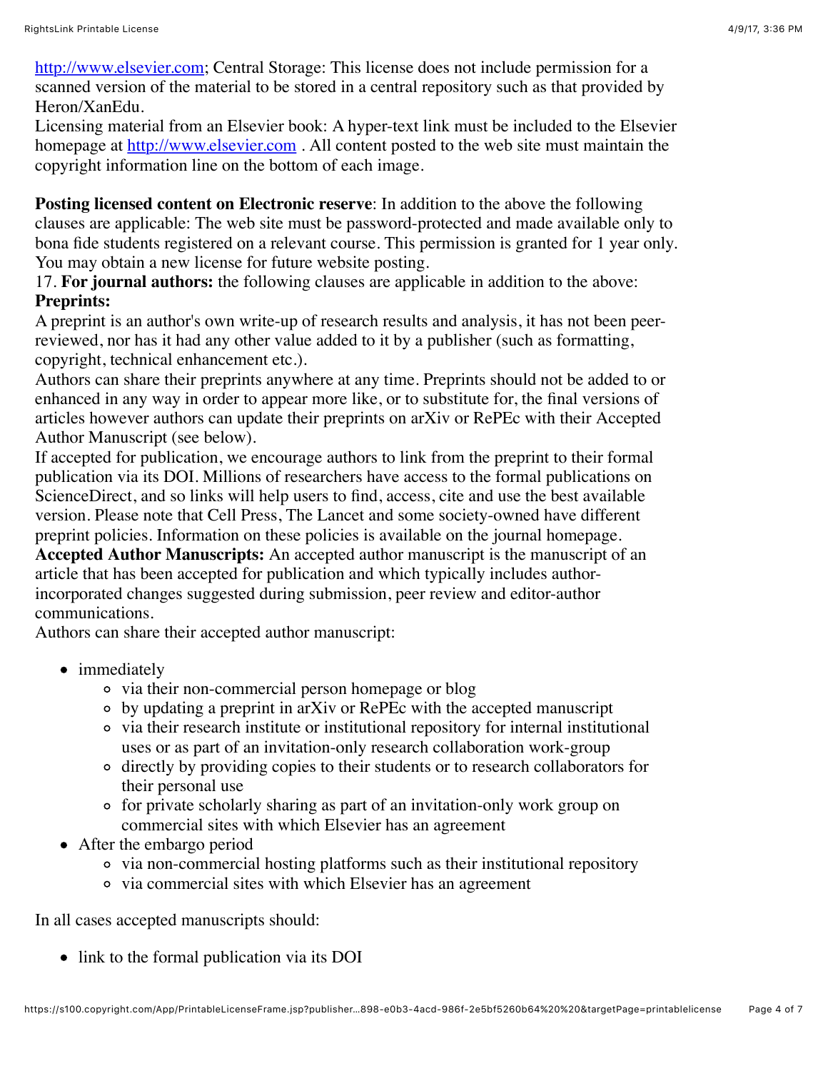http://www.elsevier.com; Central Storage: This license does not include permission for a scanned version of the material to be stored in a central repository such as that provided by Heron/XanEdu.
Licensing material from an Elsevier book: A hyper-text link must be included to the Elsevier homepage at http://www.elsevier.com . All content posted to the web site must maintain the copyright information line on the bottom of each image.

**Posting licensed content on Electronic reserve**: In addition to the above the following clauses are applicable: The web site must be password-protected and made available only to bona fide students registered on a relevant course. This permission is granted for 1 year only. You may obtain a new license for future website posting.
17. **For journal authors:** the following clauses are applicable in addition to the above:
**Preprints:**
A preprint is an author's own write-up of research results and analysis, it has not been peer-reviewed, nor has it had any other value added to it by a publisher (such as formatting, copyright, technical enhancement etc.).
Authors can share their preprints anywhere at any time. Preprints should not be added to or enhanced in any way in order to appear more like, or to substitute for, the final versions of articles however authors can update their preprints on arXiv or RePEc with their Accepted Author Manuscript (see below).
If accepted for publication, we encourage authors to link from the preprint to their formal publication via its DOI. Millions of researchers have access to the formal publications on ScienceDirect, and so links will help users to find, access, cite and use the best available version. Please note that Cell Press, The Lancet and some society-owned have different preprint policies. Information on these policies is available on the journal homepage.
**Accepted Author Manuscripts:** An accepted author manuscript is the manuscript of an article that has been accepted for publication and which typically includes author-incorporated changes suggested during submission, peer review and editor-author communications.
Authors can share their accepted author manuscript:

- immediately
  - via their non-commercial person homepage or blog
  - by updating a preprint in arXiv or RePEc with the accepted manuscript
  - via their research institute or institutional repository for internal institutional uses or as part of an invitation-only research collaboration work-group
  - directly by providing copies to their students or to research collaborators for their personal use
  - for private scholarly sharing as part of an invitation-only work group on commercial sites with which Elsevier has an agreement
- After the embargo period
  - via non-commercial hosting platforms such as their institutional repository
  - via commercial sites with which Elsevier has an agreement

In all cases accepted manuscripts should:

- link to the formal publication via its DOI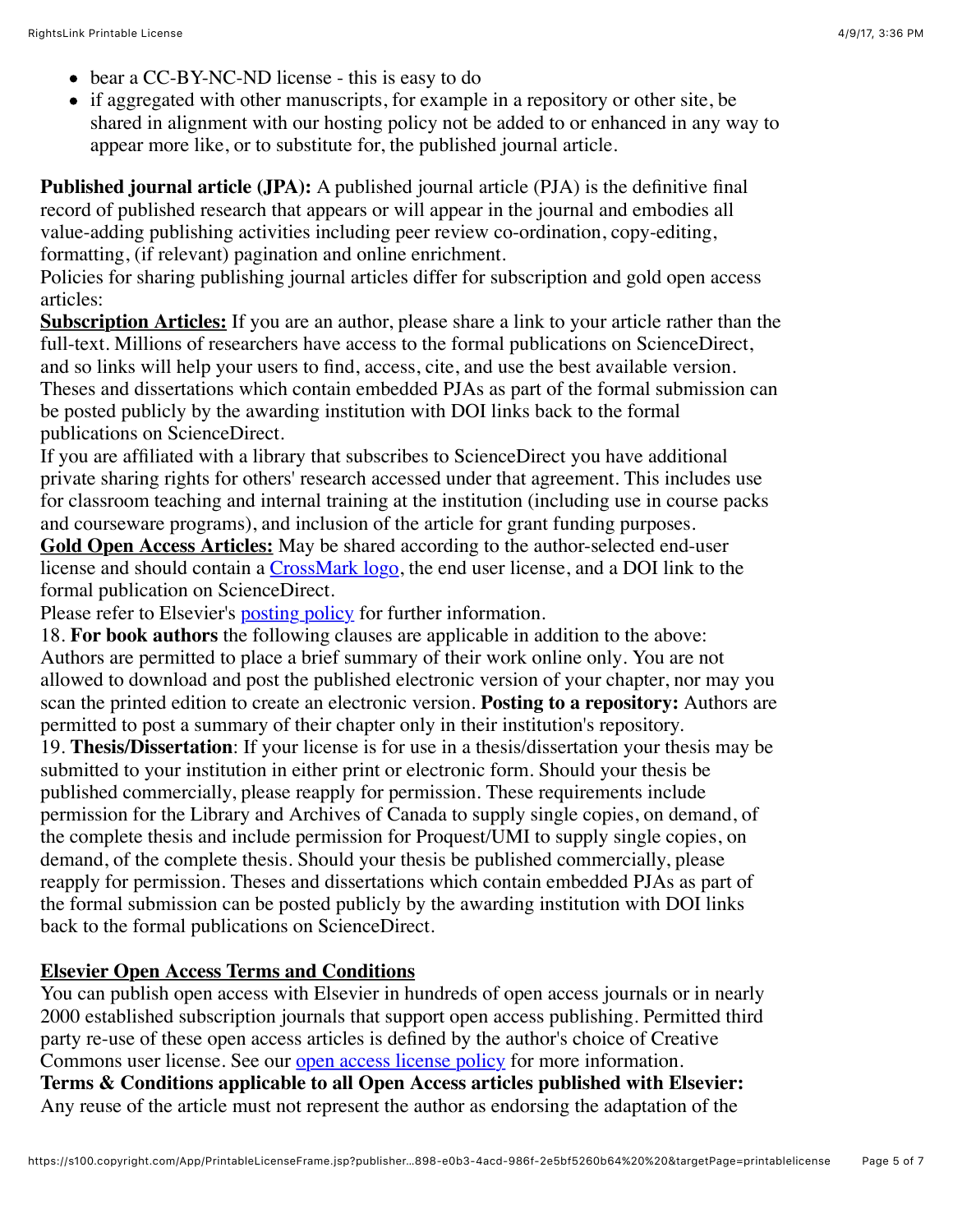- bear a CC-BY-NC-ND license - this is easy to do
- if aggregated with other manuscripts, for example in a repository or other site, be shared in alignment with our hosting policy not be added to or enhanced in any way to appear more like, or to substitute for, the published journal article.

**Published journal article (JPA):** A published journal article (PJA) is the definitive final record of published research that appears or will appear in the journal and embodies all value-adding publishing activities including peer review co-ordination, copy-editing, formatting, (if relevant) pagination and online enrichment.
Policies for sharing publishing journal articles differ for subscription and gold open access articles:
**Subscription Articles:** If you are an author, please share a link to your article rather than the full-text. Millions of researchers have access to the formal publications on ScienceDirect, and so links will help your users to find, access, cite, and use the best available version. Theses and dissertations which contain embedded PJAs as part of the formal submission can be posted publicly by the awarding institution with DOI links back to the formal publications on ScienceDirect.
If you are affiliated with a library that subscribes to ScienceDirect you have additional private sharing rights for others' research accessed under that agreement. This includes use for classroom teaching and internal training at the institution (including use in course packs and courseware programs), and inclusion of the article for grant funding purposes.
**Gold Open Access Articles:** May be shared according to the author-selected end-user license and should contain a CrossMark logo, the end user license, and a DOI link to the formal publication on ScienceDirect.
Please refer to Elsevier's posting policy for further information.
18. **For book authors** the following clauses are applicable in addition to the above: Authors are permitted to place a brief summary of their work online only. You are not allowed to download and post the published electronic version of your chapter, nor may you scan the printed edition to create an electronic version. **Posting to a repository:** Authors are permitted to post a summary of their chapter only in their institution's repository.
19. **Thesis/Dissertation**: If your license is for use in a thesis/dissertation your thesis may be submitted to your institution in either print or electronic form. Should your thesis be published commercially, please reapply for permission. These requirements include permission for the Library and Archives of Canada to supply single copies, on demand, of the complete thesis and include permission for Proquest/UMI to supply single copies, on demand, of the complete thesis. Should your thesis be published commercially, please reapply for permission. Theses and dissertations which contain embedded PJAs as part of the formal submission can be posted publicly by the awarding institution with DOI links back to the formal publications on ScienceDirect.

**Elsevier Open Access Terms and Conditions**
You can publish open access with Elsevier in hundreds of open access journals or in nearly 2000 established subscription journals that support open access publishing. Permitted third party re-use of these open access articles is defined by the author's choice of Creative Commons user license. See our open access license policy for more information.
**Terms & Conditions applicable to all Open Access articles published with Elsevier:**
Any reuse of the article must not represent the author as endorsing the adaptation of the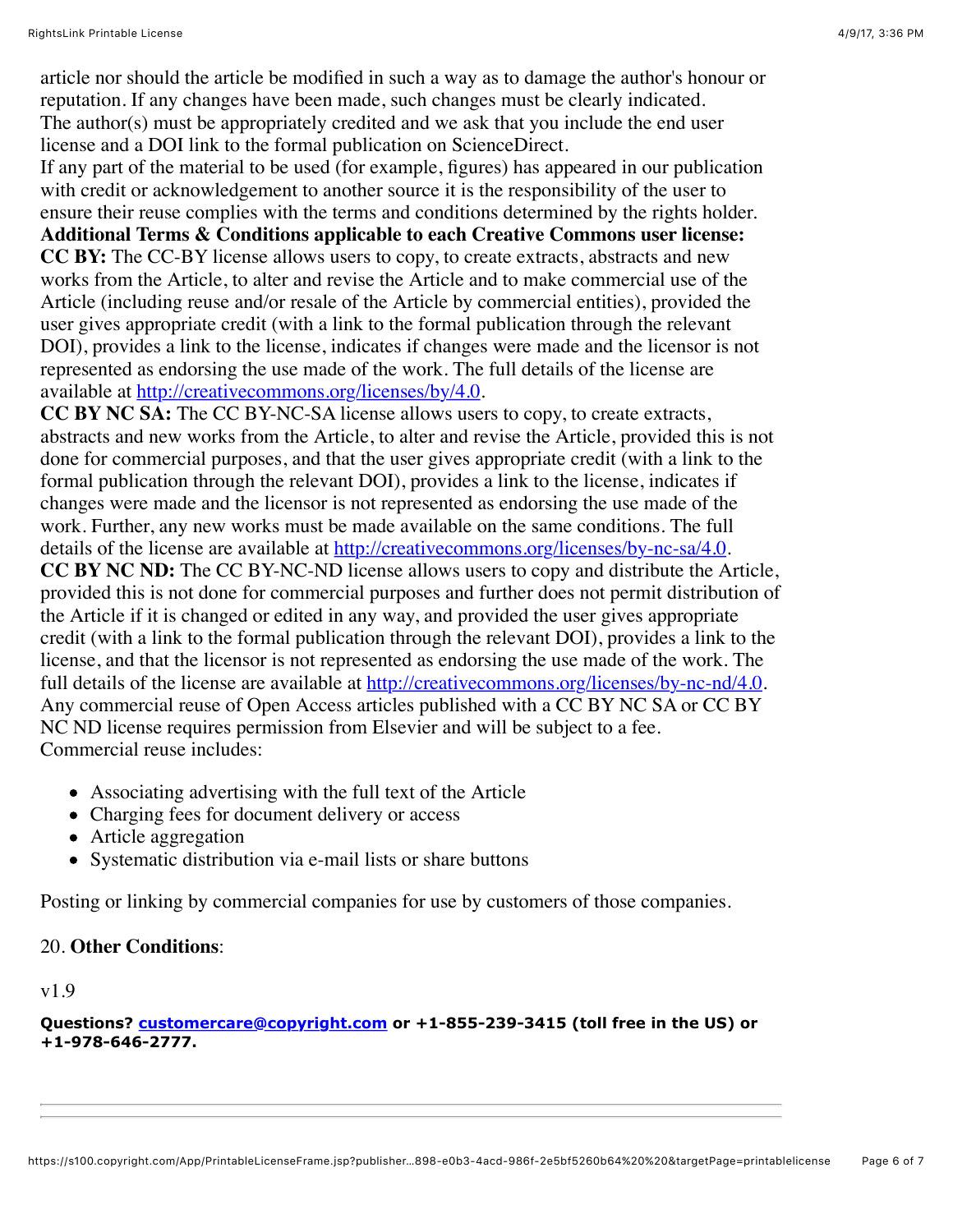article nor should the article be modified in such a way as to damage the author's honour or reputation. If any changes have been made, such changes must be clearly indicated.
The author(s) must be appropriately credited and we ask that you include the end user license and a DOI link to the formal publication on ScienceDirect.
If any part of the material to be used (for example, figures) has appeared in our publication with credit or acknowledgement to another source it is the responsibility of the user to ensure their reuse complies with the terms and conditions determined by the rights holder.
**Additional Terms & Conditions applicable to each Creative Commons user license:**
**CC BY:** The CC-BY license allows users to copy, to create extracts, abstracts and new works from the Article, to alter and revise the Article and to make commercial use of the Article (including reuse and/or resale of the Article by commercial entities), provided the user gives appropriate credit (with a link to the formal publication through the relevant DOI), provides a link to the license, indicates if changes were made and the licensor is not represented as endorsing the use made of the work. The full details of the license are available at http://creativecommons.org/licenses/by/4.0.
**CC BY NC SA:** The CC BY-NC-SA license allows users to copy, to create extracts, abstracts and new works from the Article, to alter and revise the Article, provided this is not done for commercial purposes, and that the user gives appropriate credit (with a link to the formal publication through the relevant DOI), provides a link to the license, indicates if changes were made and the licensor is not represented as endorsing the use made of the work. Further, any new works must be made available on the same conditions. The full details of the license are available at http://creativecommons.org/licenses/by-nc-sa/4.0.
**CC BY NC ND:** The CC BY-NC-ND license allows users to copy and distribute the Article, provided this is not done for commercial purposes and further does not permit distribution of the Article if it is changed or edited in any way, and provided the user gives appropriate credit (with a link to the formal publication through the relevant DOI), provides a link to the license, and that the licensor is not represented as endorsing the use made of the work. The full details of the license are available at http://creativecommons.org/licenses/by-nc-nd/4.0.
Any commercial reuse of Open Access articles published with a CC BY NC SA or CC BY NC ND license requires permission from Elsevier and will be subject to a fee.
Commercial reuse includes:

- Associating advertising with the full text of the Article
- Charging fees for document delivery or access
- Article aggregation
- Systematic distribution via e-mail lists or share buttons

Posting or linking by commercial companies for use by customers of those companies.

20. **Other Conditions**:

v1.9

**Questions? customercare@copyright.com or +1-855-239-3415 (toll free in the US) or +1-978-646-2777.**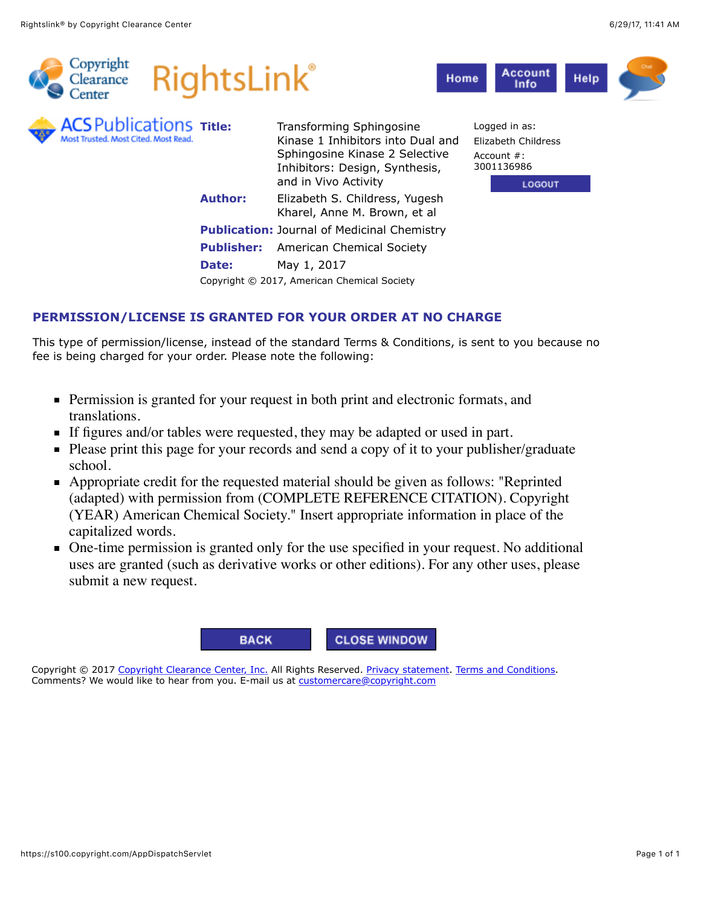Copyright Clearance Center RightsLink®

Home | Account Info | Help

ACS Publications
Most Trusted. Most Cited. Most Read.

**Title:** Transforming Sphingosine Kinase 1 Inhibitors into Dual and Sphingosine Kinase 2 Selective Inhibitors: Design, Synthesis, and in Vivo Activity

**Author:** Elizabeth S. Childress, Yugesh Kharel, Anne M. Brown, et al

**Publication:** Journal of Medicinal Chemistry

**Publisher:** American Chemical Society

**Date:** May 1, 2017

Copyright © 2017, American Chemical Society

Logged in as:
Elizabeth Childress
Account #:
3001136986

LOGOUT

## PERMISSION/LICENSE IS GRANTED FOR YOUR ORDER AT NO CHARGE

This type of permission/license, instead of the standard Terms & Conditions, is sent to you because no fee is being charged for your order. Please note the following:

- Permission is granted for your request in both print and electronic formats, and translations.
- If figures and/or tables were requested, they may be adapted or used in part.
- Please print this page for your records and send a copy of it to your publisher/graduate school.
- Appropriate credit for the requested material should be given as follows: "Reprinted (adapted) with permission from (COMPLETE REFERENCE CITATION). Copyright (YEAR) American Chemical Society." Insert appropriate information in place of the capitalized words.
- One-time permission is granted only for the use specified in your request. No additional uses are granted (such as derivative works or other editions). For any other uses, please submit a new request.

BACK | CLOSE WINDOW

Copyright © 2017 Copyright Clearance Center, Inc. All Rights Reserved. Privacy statement. Terms and Conditions.
Comments? We would like to hear from you. E-mail us at customercare@copyright.com